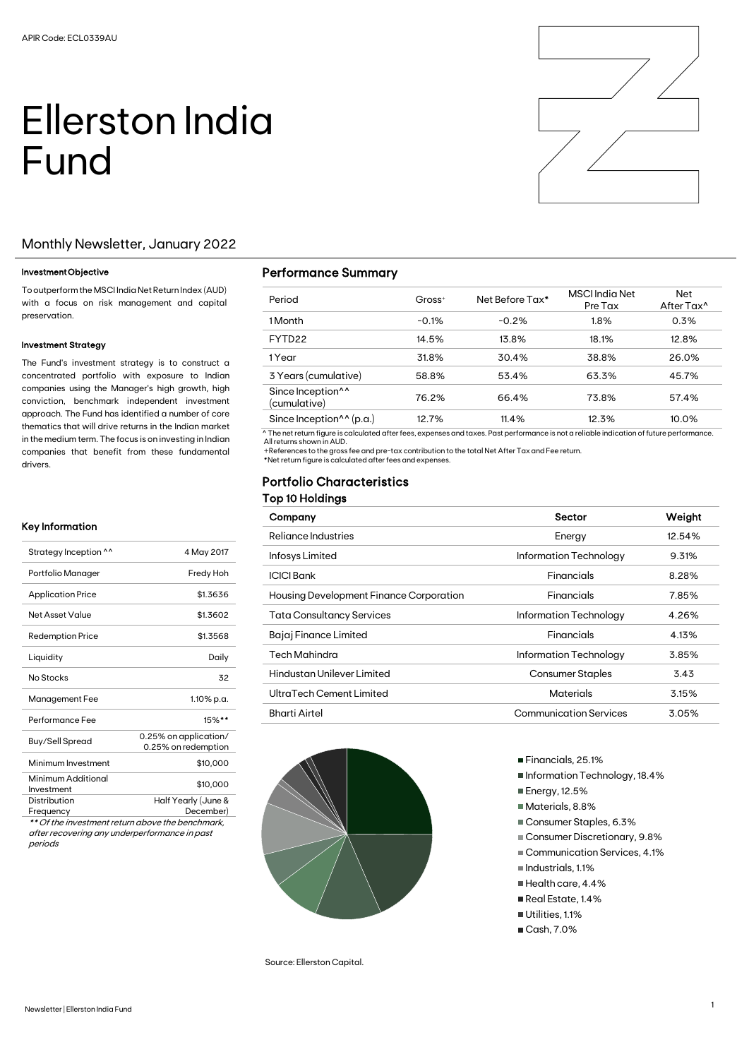APIR Code: ECL0339AU

# Ellerston India Fund

## Monthly Newsletter, January 2022

### Investment Objective

To outperform the MSCI India Net Return Index (AUD) with a focus on risk management and capital preservation.

### Investment Strategy

The Fund's investment strategy is to construct a concentrated portfolio with exposure to Indian companies using the Manager's high growth, high conviction, benchmark independent investment approach. The Fund has identified a number of core thematics that will drive returns in the Indian market in the medium term. The focus is on investing in Indian companies that benefit from these fundamental drivers.

### Key Information

| | |
|---|---|
| Strategy Inception ^^ | 4 May 2017 |
| Portfolio Manager | Fredy Hoh |
| Application Price | $1.3636 |
| Net Asset Value | $1.3602 |
| Redemption Price | $1.3568 |
| Liquidity | Daily |
| No Stocks | 32 |
| Management Fee | 1.10% p.a. |
| Performance Fee | 15%** |
| Buy/Sell Spread | 0.25% on application/ 0.25% on redemption |
| Minimum Investment | $10,000 |
| Minimum Additional Investment | $10,000 |
| Distribution Frequency | Half Yearly (June & December) |

*** Of the investment return above the benchmark, after recovering any underperformance in past periods*

## Performance Summary

| Period | Gross+ | Net Before Tax* | MSCI India Net Pre Tax | Net After Tax^ |
|---|---|---|---|---|
| 1 Month | -0.1% | -0.2% | 1.8% | 0.3% |
| FYTD22 | 14.5% | 13.8% | 18.1% | 12.8% |
| 1 Year | 31.8% | 30.4% | 38.8% | 26.0% |
| 3 Years (cumulative) | 58.8% | 53.4% | 63.3% | 45.7% |
| Since Inception^^ (cumulative) | 76.2% | 66.4% | 73.8% | 57.4% |
| Since Inception^^ (p.a.) | 12.7% | 11.4% | 12.3% | 10.0% |

^ The net return figure is calculated after fees, expenses and taxes. Past performance is not a reliable indication of future performance. All returns shown in AUD.
+References to the gross fee and pre-tax contribution to the total Net After Tax and Fee return.
*Net return figure is calculated after fees and expenses.

## Portfolio Characteristics

### Top 10 Holdings

| Company | Sector | Weight |
|---|---|---|
| Reliance Industries | Energy | 12.54% |
| Infosys Limited | Information Technology | 9.31% |
| ICICI Bank | Financials | 8.28% |
| Housing Development Finance Corporation | Financials | 7.85% |
| Tata Consultancy Services | Information Technology | 4.26% |
| Bajaj Finance Limited | Financials | 4.13% |
| Tech Mahindra | Information Technology | 3.85% |
| Hindustan Unilever Limited | Consumer Staples | 3.43 |
| UltraTech Cement Limited | Materials | 3.15% |
| Bharti Airtel | Communication Services | 3.05% |

- Financials, 25.1%
- Information Technology, 18.4%
- Energy, 12.5%
- Materials, 8.8%
- Consumer Staples, 6.3%
- Consumer Discretionary, 9.8%
- Communication Services, 4.1%
- Industrials, 1.1%
- Health care, 4.4%
- Real Estate, 1.4%
- Utilities, 1.1%
- Cash, 7.0%

Source: Ellerston Capital.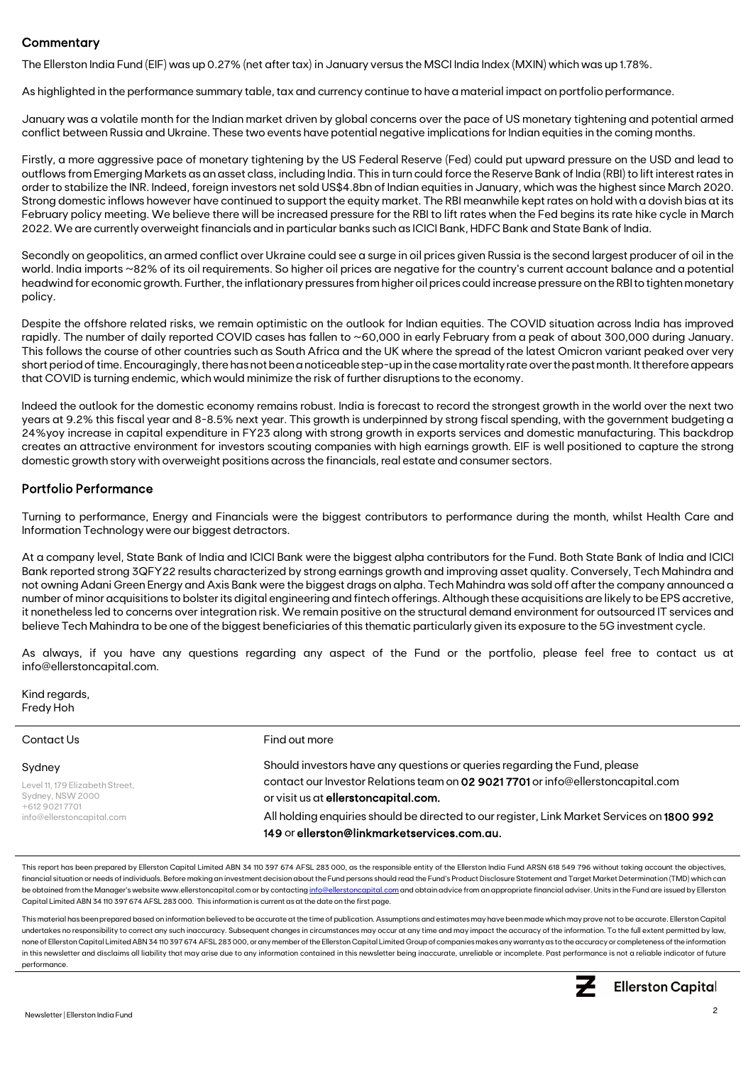## Commentary

The Ellerston India Fund (EIF) was up 0.27% (net after tax) in January versus the MSCI India Index (MXIN) which was up 1.78%.

As highlighted in the performance summary table, tax and currency continue to have a material impact on portfolio performance.

January was a volatile month for the Indian market driven by global concerns over the pace of US monetary tightening and potential armed conflict between Russia and Ukraine. These two events have potential negative implications for Indian equities in the coming months.

Firstly, a more aggressive pace of monetary tightening by the US Federal Reserve (Fed) could put upward pressure on the USD and lead to outflows from Emerging Markets as an asset class, including India. This in turn could force the Reserve Bank of India (RBI) to lift interest rates in order to stabilize the INR. Indeed, foreign investors net sold US$4.8bn of Indian equities in January, which was the highest since March 2020. Strong domestic inflows however have continued to support the equity market. The RBI meanwhile kept rates on hold with a dovish bias at its February policy meeting. We believe there will be increased pressure for the RBI to lift rates when the Fed begins its rate hike cycle in March 2022. We are currently overweight financials and in particular banks such as ICICI Bank, HDFC Bank and State Bank of India.

Secondly on geopolitics, an armed conflict over Ukraine could see a surge in oil prices given Russia is the second largest producer of oil in the world. India imports ~82% of its oil requirements. So higher oil prices are negative for the country's current account balance and a potential headwind for economic growth. Further, the inflationary pressures from higher oil prices could increase pressure on the RBI to tighten monetary policy.

Despite the offshore related risks, we remain optimistic on the outlook for Indian equities. The COVID situation across India has improved rapidly. The number of daily reported COVID cases has fallen to ~60,000 in early February from a peak of about 300,000 during January. This follows the course of other countries such as South Africa and the UK where the spread of the latest Omicron variant peaked over very short period of time. Encouragingly, there has not been a noticeable step-up in the case mortality rate over the past month. It therefore appears that COVID is turning endemic, which would minimize the risk of further disruptions to the economy.

Indeed the outlook for the domestic economy remains robust. India is forecast to record the strongest growth in the world over the next two years at 9.2% this fiscal year and 8-8.5% next year. This growth is underpinned by strong fiscal spending, with the government budgeting a 24%yoy increase in capital expenditure in FY23 along with strong growth in exports services and domestic manufacturing. This backdrop creates an attractive environment for investors scouting companies with high earnings growth. EIF is well positioned to capture the strong domestic growth story with overweight positions across the financials, real estate and consumer sectors.

## Portfolio Performance

Turning to performance, Energy and Financials were the biggest contributors to performance during the month, whilst Health Care and Information Technology were our biggest detractors.

At a company level, State Bank of India and ICICI Bank were the biggest alpha contributors for the Fund. Both State Bank of India and ICICI Bank reported strong 3QFY22 results characterized by strong earnings growth and improving asset quality. Conversely, Tech Mahindra and not owning Adani Green Energy and Axis Bank were the biggest drags on alpha. Tech Mahindra was sold off after the company announced a number of minor acquisitions to bolster its digital engineering and fintech offerings. Although these acquisitions are likely to be EPS accretive, it nonetheless led to concerns over integration risk. We remain positive on the structural demand environment for outsourced IT services and believe Tech Mahindra to be one of the biggest beneficiaries of this thematic particularly given its exposure to the 5G investment cycle.

As always, if you have any questions regarding any aspect of the Fund or the portfolio, please feel free to contact us at info@ellerstoncapital.com.

Kind regards,
Fredy Hoh

**Contact Us**

Sydney

Level 11, 179 Elizabeth Street,
Sydney, NSW 2000
+612 9021 7701
info@ellerstoncapital.com

**Find out more**

Should investors have any questions or queries regarding the Fund, please contact our Investor Relations team on **02 9021 7701** or info@ellerstoncapital.com or visit us at **ellerstoncapital.com.**

All holding enquiries should be directed to our register, Link Market Services on **1800 992 149** or **ellerston@linkmarketservices.com.au.**

This report has been prepared by Ellerston Capital Limited ABN 34 110 397 674 AFSL 283 000, as the responsible entity of the Ellerston India Fund ARSN 618 549 796 without taking account the objectives, financial situation or needs of individuals. Before making an investment decision about the Fund persons should read the Fund's Product Disclosure Statement and Target Market Determination (TMD) which can be obtained from the Manager's website www.ellerstoncapital.com or by contacting info@ellerstoncapital.com and obtain advice from an appropriate financial adviser. Units in the Fund are issued by Ellerston Capital Limited ABN 34 110 397 674 AFSL 283 000. This information is current as at the date on the first page.

This material has been prepared based on information believed to be accurate at the time of publication. Assumptions and estimates may have been made which may prove not to be accurate. Ellerston Capital undertakes no responsibility to correct any such inaccuracy. Subsequent changes in circumstances may occur at any time and may impact the accuracy of the information. To the full extent permitted by law, none of Ellerston Capital Limited ABN 34 110 397 674 AFSL 283 000, or any member of the Ellerston Capital Limited Group of companies makes any warranty as to the accuracy or completeness of the information in this newsletter and disclaims all liability that may arise due to any information contained in this newsletter being inaccurate, unreliable or incomplete. Past performance is not a reliable indicator of future performance.